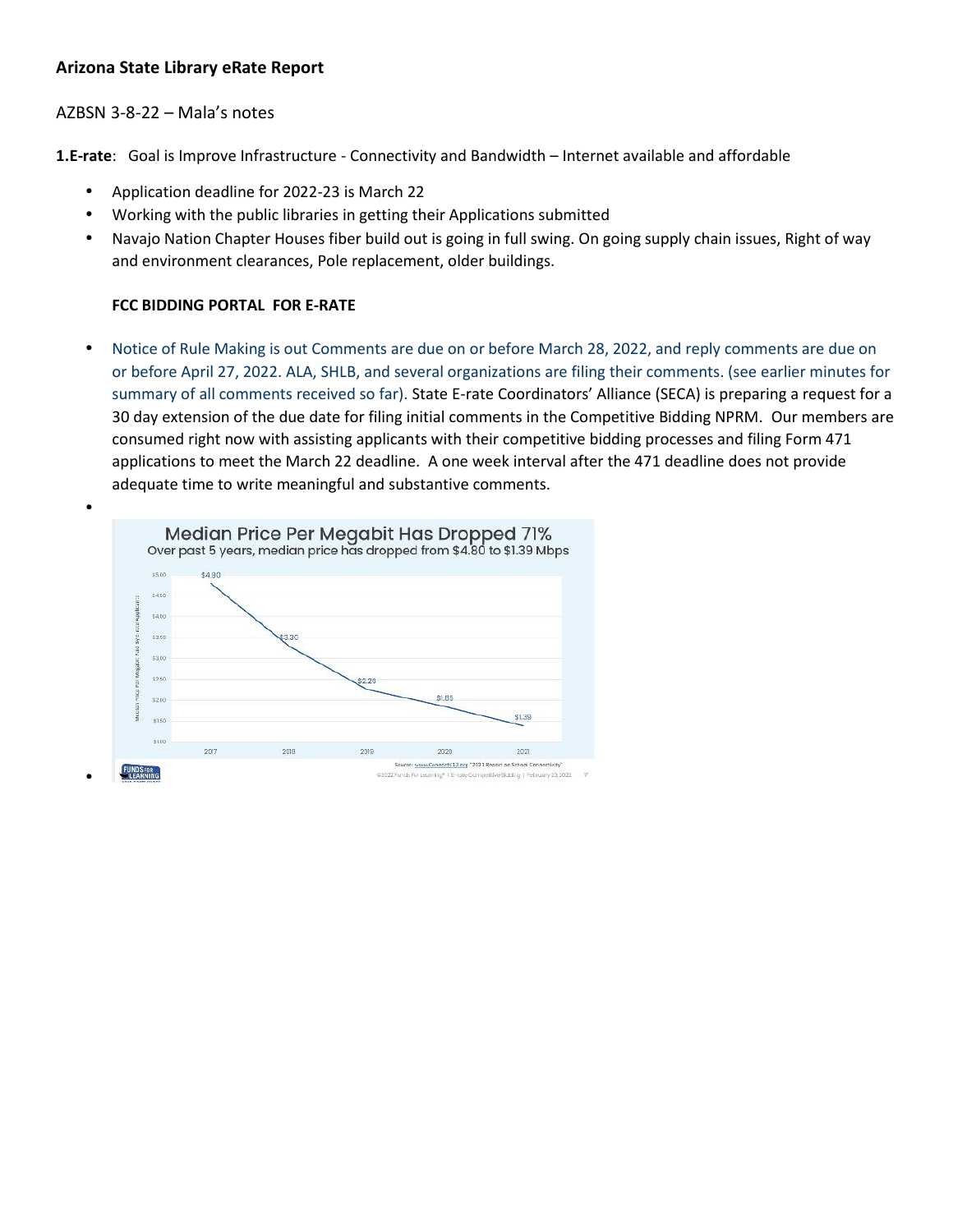**Arizona State Library eRate Report**

AZBSN 3-8-22 – Mala's notes

**1.E-rate**: Goal is Improve Infrastructure - Connectivity and Bandwidth – Internet available and affordable

- Application deadline for 2022-23 is March 22
- Working with the public libraries in getting their Applications submitted
- Navajo Nation Chapter Houses fiber build out is going in full swing. On going supply chain issues, Right of way and environment clearances, Pole replacement, older buildings.

**FCC BIDDING PORTAL FOR E-RATE**

- Notice of Rule Making is out Comments are due on or before March 28, 2022, and reply comments are due on or before April 27, 2022. ALA, SHLB, and several organizations are filing their comments. (see earlier minutes for summary of all comments received so far). State E-rate Coordinators' Alliance (SECA) is preparing a request for a 30 day extension of the due date for filing initial comments in the Competitive Bidding NPRM. Our members are consumed right now with assisting applicants with their competitive bidding processes and filing Form 471 applications to meet the March 22 deadline. A one week interval after the 471 deadline does not provide adequate time to write meaningful and substantive comments.

**Median Price Per Megabit Has Dropped 71%**

Over past 5 years, median price has dropped from $4.80 to $1.39 Mbps

Source: www.Connect K12.org "2021 Report on School Connectivity"

©2022 Funds For Learning® | E-rate Competitive Bidding | February 23, 2022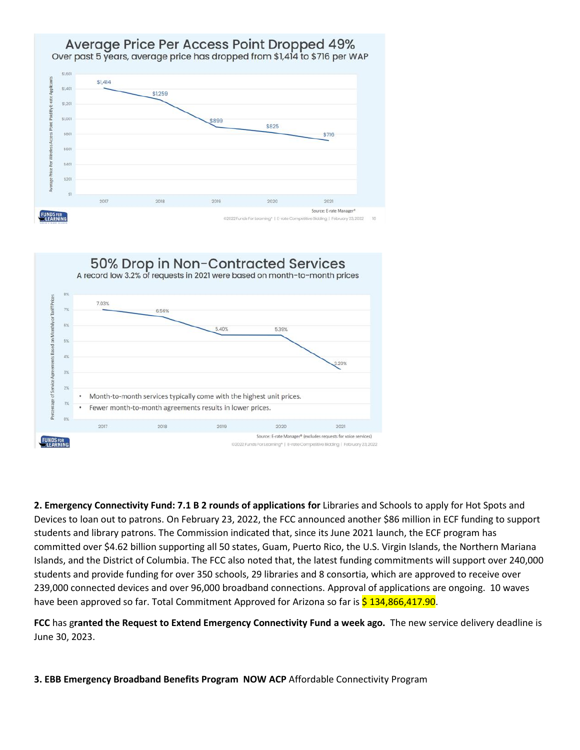## Average Price Per Access Point Dropped 49%

Over past 5 years, average price has dropped from $1,414 to $716 per WAP

| Year | Average Price Per Wireless Access Point Paid By E-rate Applicants |
| --- | --- |
| 2017 | $1,414 |
| 2018 | $1,259 |
| 2019 | $899 |
| 2020 | $825 |
| 2021 | $716 |

Source: E-rate Manager®

©2022 Funds For Learning® | E-rate Competitive Bidding | February 23, 2022

## 50% Drop in Non-Contracted Services

A record low 3.2% of requests in 2021 were based on month-to-month prices

| Year | Percentage of Service Agreements Based on Monthly or Tariff Prices |
| --- | --- |
| 2017 | 7.03% |
| 2018 | 6.56% |
| 2019 | 5.40% |
| 2020 | 5.39% |
| 2021 | 3.20% |

- Month-to-month services typically come with the highest unit prices.
- Fewer month-to-month agreements results in lower prices.

Source: E-rate Manager® (excludes requests for voice services)

©2022 Funds For Learning® | E-rate Competitive Bidding | February 23, 2022

**2. Emergency Connectivity Fund: 7.1 B 2 rounds of applications for** Libraries and Schools to apply for Hot Spots and Devices to loan out to patrons. On February 23, 2022, the FCC announced another $86 million in ECF funding to support students and library patrons. The Commission indicated that, since its June 2021 launch, the ECF program has committed over $4.62 billion supporting all 50 states, Guam, Puerto Rico, the U.S. Virgin Islands, the Northern Mariana Islands, and the District of Columbia. The FCC also noted that, the latest funding commitments will support over 240,000 students and provide funding for over 350 schools, 29 libraries and 8 consortia, which are approved to receive over 239,000 connected devices and over 96,000 broadband connections. Approval of applications are ongoing. 10 waves have been approved so far. Total Commitment Approved for Arizona so far is $ 134,866,417.90.

**FCC** has g**ranted the Request to Extend Emergency Connectivity Fund a week ago.** The new service delivery deadline is June 30, 2023.

**3. EBB Emergency Broadband Benefits Program NOW ACP** Affordable Connectivity Program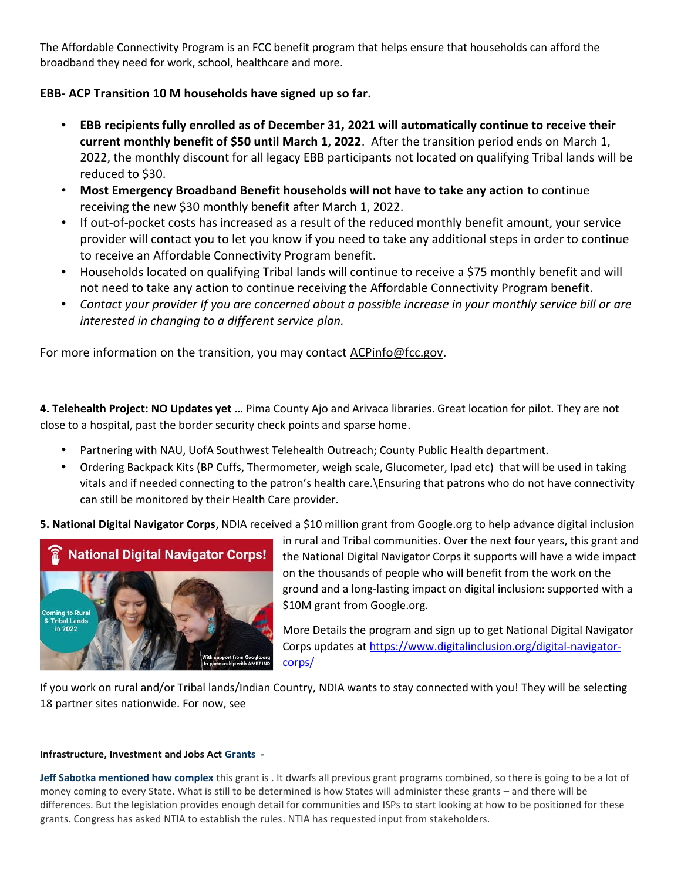The Affordable Connectivity Program is an FCC benefit program that helps ensure that households can afford the broadband they need for work, school, healthcare and more.

**EBB- ACP Transition 10 M households have signed up so far.**

- **EBB recipients fully enrolled as of December 31, 2021 will automatically continue to receive their current monthly benefit of $50 until March 1, 2022**. After the transition period ends on March 1, 2022, the monthly discount for all legacy EBB participants not located on qualifying Tribal lands will be reduced to $30.
- **Most Emergency Broadband Benefit households will not have to take any action** to continue receiving the new $30 monthly benefit after March 1, 2022.
- If out-of-pocket costs has increased as a result of the reduced monthly benefit amount, your service provider will contact you to let you know if you need to take any additional steps in order to continue to receive an Affordable Connectivity Program benefit.
- Households located on qualifying Tribal lands will continue to receive a $75 monthly benefit and will not need to take any action to continue receiving the Affordable Connectivity Program benefit.
- *Contact your provider If you are concerned about a possible increase in your monthly service bill or are interested in changing to a different service plan.*

For more information on the transition, you may contact ACPinfo@fcc.gov.

**4. Telehealth Project: NO Updates yet …** Pima County Ajo and Arivaca libraries. Great location for pilot. They are not close to a hospital, past the border security check points and sparse home.

- Partnering with NAU, UofA Southwest Telehealth Outreach; County Public Health department.
- Ordering Backpack Kits (BP Cuffs, Thermometer, weigh scale, Glucometer, Ipad etc) that will be used in taking vitals and if needed connecting to the patron's health care.\Ensuring that patrons who do not have connectivity can still be monitored by their Health Care provider.

**5. National Digital Navigator Corps**, NDIA received a $10 million grant from Google.org to help advance digital inclusion in rural and Tribal communities. Over the next four years, this grant and the National Digital Navigator Corps it supports will have a wide impact on the thousands of people who will benefit from the work on the ground and a long-lasting impact on digital inclusion: supported with a $10M grant from Google.org.

National Digital Navigator Corps! Coming to Rural & Tribal Lands in 2022. With support from Google.org in partnership with AMERIND

More Details the program and sign up to get National Digital Navigator Corps updates at https://www.digitalinclusion.org/digital-navigator-corps/

If you work on rural and/or Tribal lands/Indian Country, NDIA wants to stay connected with you! They will be selecting 18 partner sites nationwide. For now, see

**Infrastructure, Investment and Jobs Act Grants -**

**Jeff Sabotka mentioned how complex** this grant is . It dwarfs all previous grant programs combined, so there is going to be a lot of money coming to every State. What is still to be determined is how States will administer these grants – and there will be differences. But the legislation provides enough detail for communities and ISPs to start looking at how to be positioned for these grants. Congress has asked NTIA to establish the rules. NTIA has requested input from stakeholders.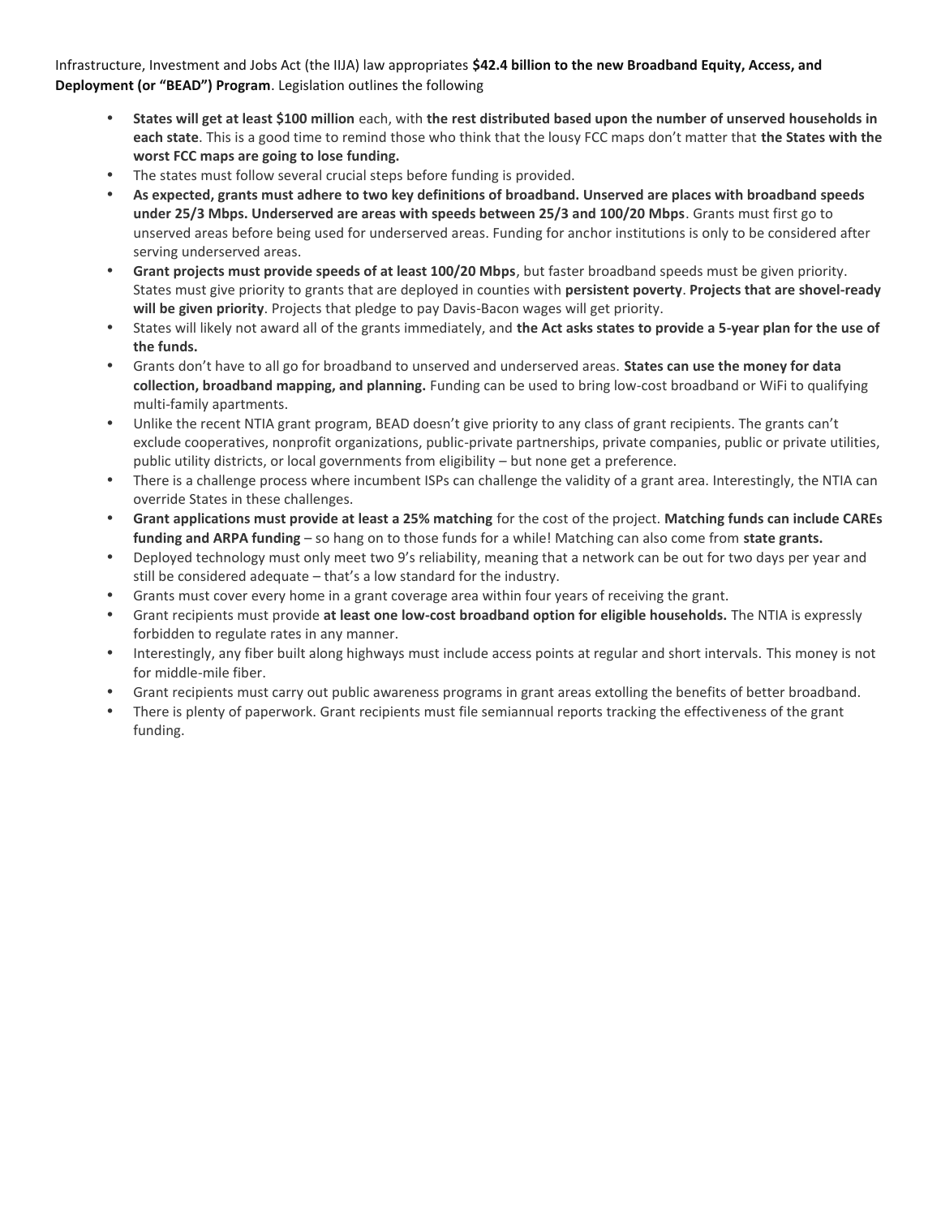Infrastructure, Investment and Jobs Act (the IIJA) law appropriates **$42.4 billion to the new Broadband Equity, Access, and Deployment (or "BEAD") Program**. Legislation outlines the following

- **States will get at least $100 million** each, with **the rest distributed based upon the number of unserved households in each state**. This is a good time to remind those who think that the lousy FCC maps don't matter that **the States with the worst FCC maps are going to lose funding.**
- The states must follow several crucial steps before funding is provided.
- **As expected, grants must adhere to two key definitions of broadband. Unserved are places with broadband speeds under 25/3 Mbps. Underserved are areas with speeds between 25/3 and 100/20 Mbps**. Grants must first go to unserved areas before being used for underserved areas. Funding for anchor institutions is only to be considered after serving underserved areas.
- **Grant projects must provide speeds of at least 100/20 Mbps**, but faster broadband speeds must be given priority. States must give priority to grants that are deployed in counties with **persistent poverty**. **Projects that are shovel-ready will be given priority**. Projects that pledge to pay Davis-Bacon wages will get priority.
- States will likely not award all of the grants immediately, and **the Act asks states to provide a 5-year plan for the use of the funds.**
- Grants don't have to all go for broadband to unserved and underserved areas. **States can use the money for data collection, broadband mapping, and planning.** Funding can be used to bring low-cost broadband or WiFi to qualifying multi-family apartments.
- Unlike the recent NTIA grant program, BEAD doesn't give priority to any class of grant recipients. The grants can't exclude cooperatives, nonprofit organizations, public-private partnerships, private companies, public or private utilities, public utility districts, or local governments from eligibility – but none get a preference.
- There is a challenge process where incumbent ISPs can challenge the validity of a grant area. Interestingly, the NTIA can override States in these challenges.
- **Grant applications must provide at least a 25% matching** for the cost of the project. **Matching funds can include CAREs funding and ARPA funding** – so hang on to those funds for a while! Matching can also come from **state grants.**
- Deployed technology must only meet two 9's reliability, meaning that a network can be out for two days per year and still be considered adequate – that's a low standard for the industry.
- Grants must cover every home in a grant coverage area within four years of receiving the grant.
- Grant recipients must provide **at least one low-cost broadband option for eligible households.** The NTIA is expressly forbidden to regulate rates in any manner.
- Interestingly, any fiber built along highways must include access points at regular and short intervals. This money is not for middle-mile fiber.
- Grant recipients must carry out public awareness programs in grant areas extolling the benefits of better broadband.
- There is plenty of paperwork. Grant recipients must file semiannual reports tracking the effectiveness of the grant funding.